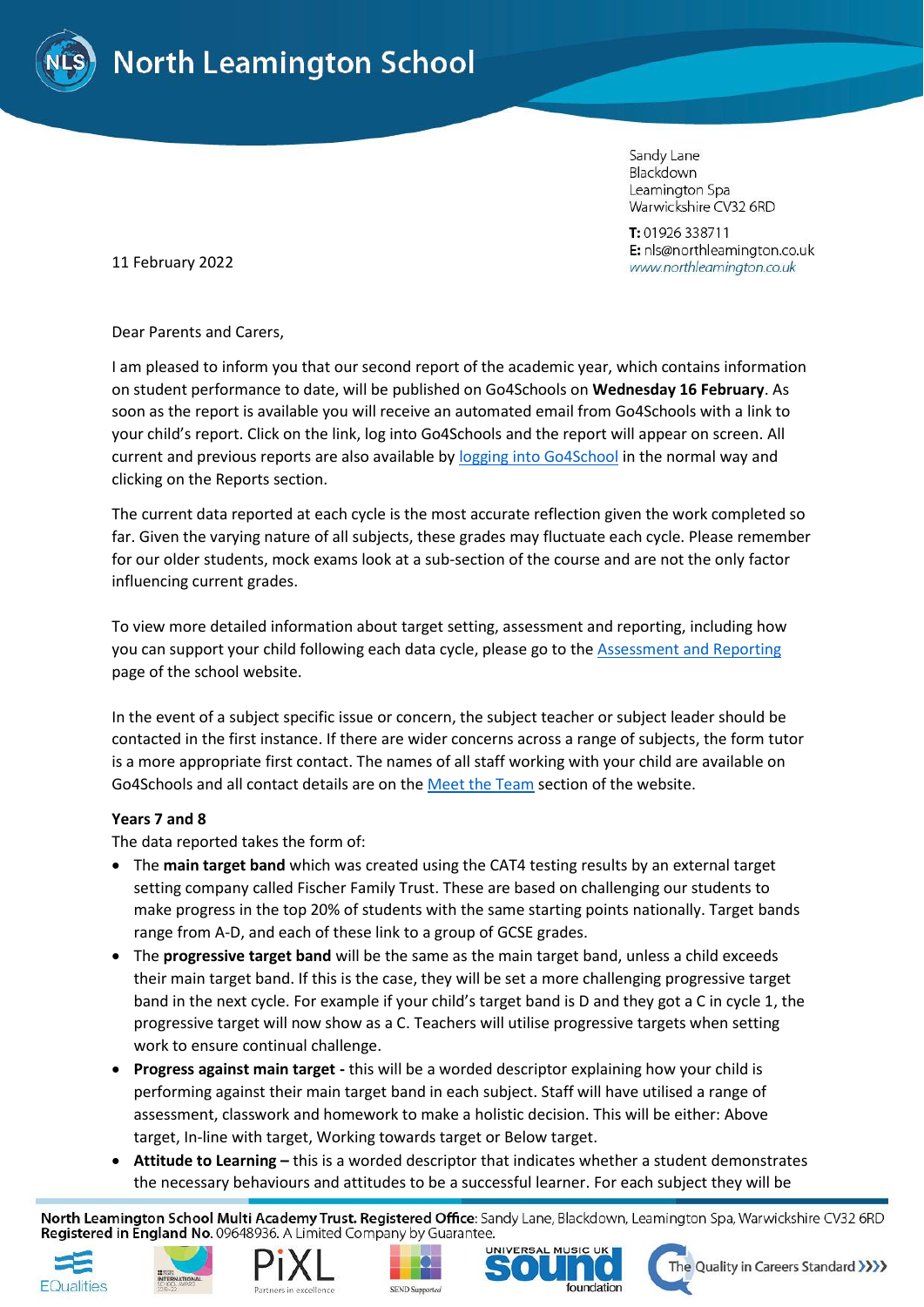# North Leamington School

Sandy Lane
Blackdown
Leamington Spa
Warwickshire CV32 6RD

**T:** 01926 338711
**E:** nls@northleamington.co.uk
www.northleamington.co.uk

11 February 2022

Dear Parents and Carers,

I am pleased to inform you that our second report of the academic year, which contains information on student performance to date, will be published on Go4Schools on **Wednesday 16 February**. As soon as the report is available you will receive an automated email from Go4Schools with a link to your child's report. Click on the link, log into Go4Schools and the report will appear on screen. All current and previous reports are also available by logging into Go4School in the normal way and clicking on the Reports section.

The current data reported at each cycle is the most accurate reflection given the work completed so far. Given the varying nature of all subjects, these grades may fluctuate each cycle. Please remember for our older students, mock exams look at a sub-section of the course and are not the only factor influencing current grades.

To view more detailed information about target setting, assessment and reporting, including how you can support your child following each data cycle, please go to the Assessment and Reporting page of the school website.

In the event of a subject specific issue or concern, the subject teacher or subject leader should be contacted in the first instance. If there are wider concerns across a range of subjects, the form tutor is a more appropriate first contact. The names of all staff working with your child are available on Go4Schools and all contact details are on the Meet the Team section of the website.

**Years 7 and 8**

The data reported takes the form of:

- The **main target band** which was created using the CAT4 testing results by an external target setting company called Fischer Family Trust. These are based on challenging our students to make progress in the top 20% of students with the same starting points nationally. Target bands range from A-D, and each of these link to a group of GCSE grades.
- The **progressive target band** will be the same as the main target band, unless a child exceeds their main target band. If this is the case, they will be set a more challenging progressive target band in the next cycle. For example if your child's target band is D and they got a C in cycle 1, the progressive target will now show as a C. Teachers will utilise progressive targets when setting work to ensure continual challenge.
- **Progress against main target -** this will be a worded descriptor explaining how your child is performing against their main target band in each subject. Staff will have utilised a range of assessment, classwork and homework to make a holistic decision. This will be either: Above target, In-line with target, Working towards target or Below target.
- **Attitude to Learning –** this is a worded descriptor that indicates whether a student demonstrates the necessary behaviours and attitudes to be a successful learner. For each subject they will be

North Leamington School Multi Academy Trust. Registered Office: Sandy Lane, Blackdown, Leamington Spa, Warwickshire CV32 6RD
Registered in England No. 09648936. A Limited Company by Guarantee.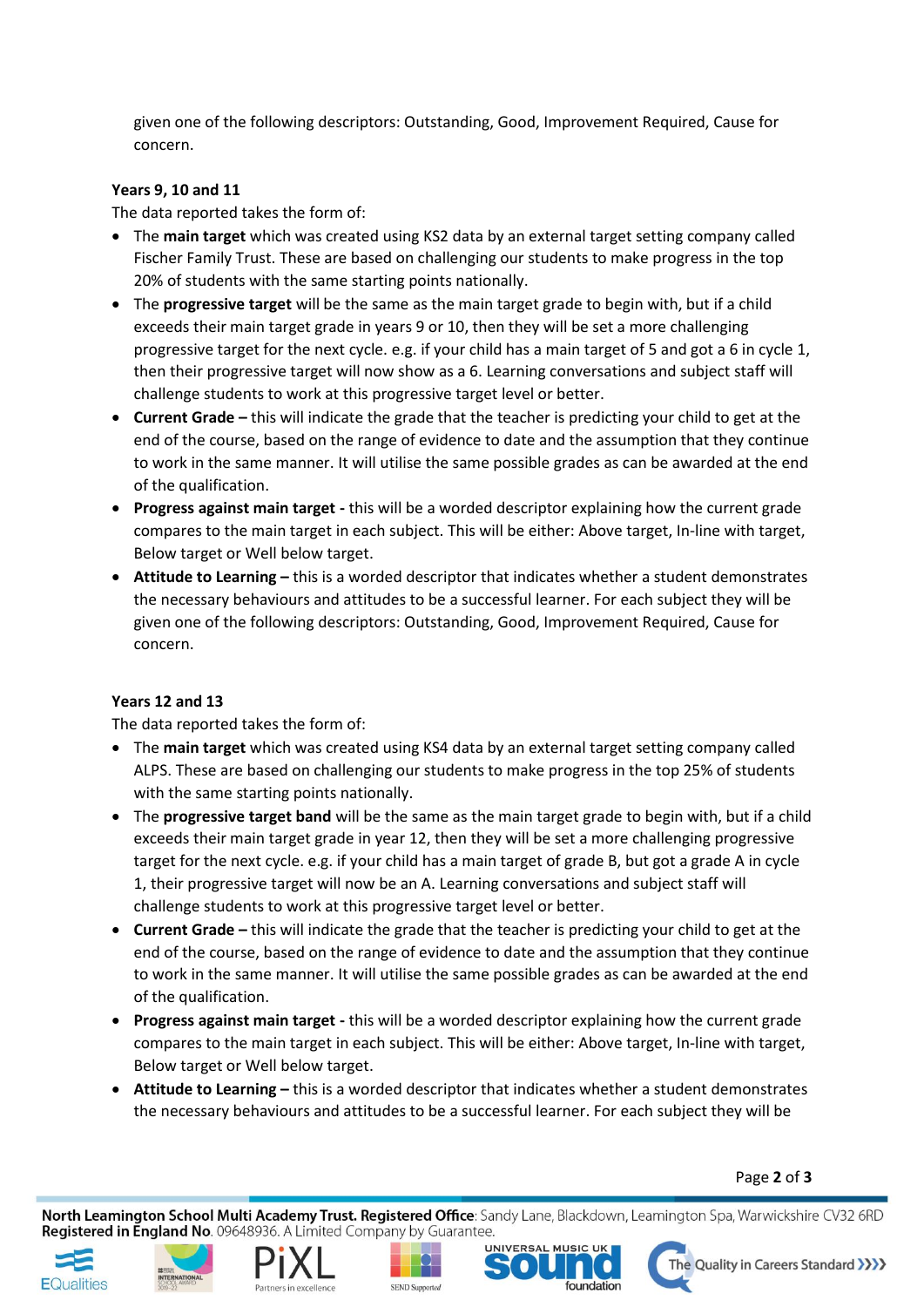given one of the following descriptors: Outstanding, Good, Improvement Required, Cause for concern.

**Years 9, 10 and 11**

The data reported takes the form of:

- The **main target** which was created using KS2 data by an external target setting company called Fischer Family Trust. These are based on challenging our students to make progress in the top 20% of students with the same starting points nationally.
- The **progressive target** will be the same as the main target grade to begin with, but if a child exceeds their main target grade in years 9 or 10, then they will be set a more challenging progressive target for the next cycle. e.g. if your child has a main target of 5 and got a 6 in cycle 1, then their progressive target will now show as a 6. Learning conversations and subject staff will challenge students to work at this progressive target level or better.
- **Current Grade –** this will indicate the grade that the teacher is predicting your child to get at the end of the course, based on the range of evidence to date and the assumption that they continue to work in the same manner. It will utilise the same possible grades as can be awarded at the end of the qualification.
- **Progress against main target -** this will be a worded descriptor explaining how the current grade compares to the main target in each subject. This will be either: Above target, In-line with target, Below target or Well below target.
- **Attitude to Learning –** this is a worded descriptor that indicates whether a student demonstrates the necessary behaviours and attitudes to be a successful learner. For each subject they will be given one of the following descriptors: Outstanding, Good, Improvement Required, Cause for concern.

**Years 12 and 13**

The data reported takes the form of:

- The **main target** which was created using KS4 data by an external target setting company called ALPS. These are based on challenging our students to make progress in the top 25% of students with the same starting points nationally.
- The **progressive target band** will be the same as the main target grade to begin with, but if a child exceeds their main target grade in year 12, then they will be set a more challenging progressive target for the next cycle. e.g. if your child has a main target of grade B, but got a grade A in cycle 1, their progressive target will now be an A. Learning conversations and subject staff will challenge students to work at this progressive target level or better.
- **Current Grade –** this will indicate the grade that the teacher is predicting your child to get at the end of the course, based on the range of evidence to date and the assumption that they continue to work in the same manner. It will utilise the same possible grades as can be awarded at the end of the qualification.
- **Progress against main target -** this will be a worded descriptor explaining how the current grade compares to the main target in each subject. This will be either: Above target, In-line with target, Below target or Well below target.
- **Attitude to Learning –** this is a worded descriptor that indicates whether a student demonstrates the necessary behaviours and attitudes to be a successful learner. For each subject they will be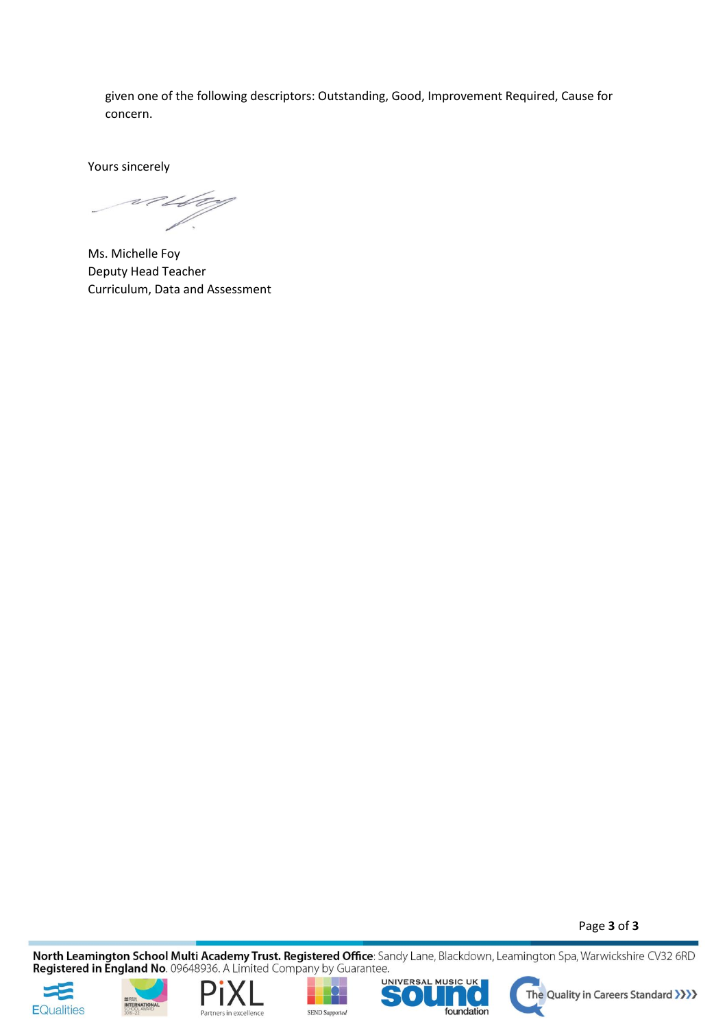given one of the following descriptors: Outstanding, Good, Improvement Required, Cause for concern.

Yours sincerely

Ms. Michelle Foy
Deputy Head Teacher
Curriculum, Data and Assessment

**North Leamington School Multi Academy Trust. Registered Office**: Sandy Lane, Blackdown, Leamington Spa, Warwickshire CV32 6RD
**Registered in England No**. 09648936. A Limited Company by Guarantee.